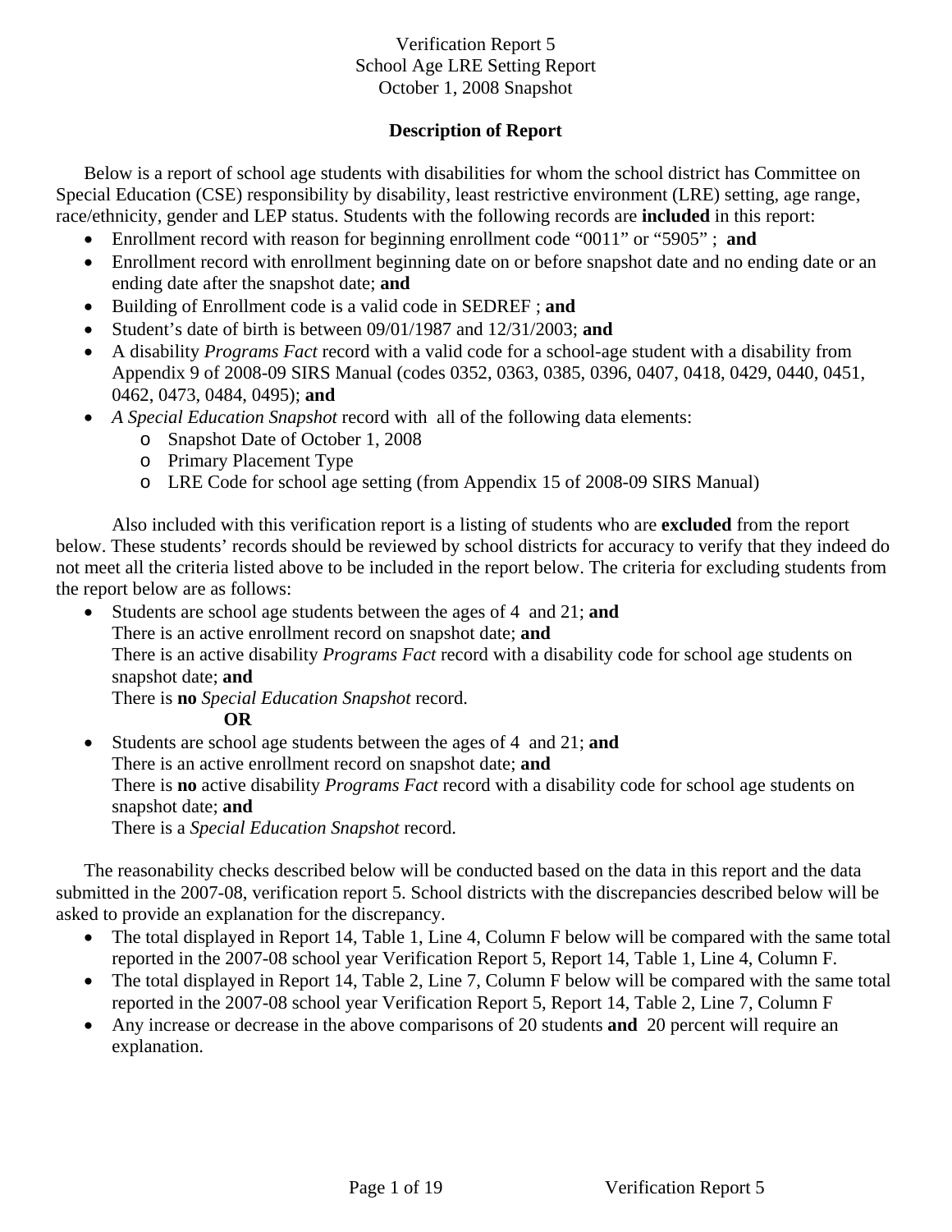# Verification Report 5
# School Age LRE Setting Report
# October 1, 2008 Snapshot

## Description of Report

Below is a report of school age students with disabilities for whom the school district has Committee on Special Education (CSE) responsibility by disability, least restrictive environment (LRE) setting, age range, race/ethnicity, gender and LEP status. Students with the following records are **included** in this report:

- Enrollment record with reason for beginning enrollment code "0011" or "5905" ; **and**
- Enrollment record with enrollment beginning date on or before snapshot date and no ending date or an ending date after the snapshot date; **and**
- Building of Enrollment code is a valid code in SEDREF ; **and**
- Student's date of birth is between 09/01/1987 and 12/31/2003; **and**
- A disability *Programs Fact* record with a valid code for a school-age student with a disability from Appendix 9 of 2008-09 SIRS Manual (codes 0352, 0363, 0385, 0396, 0407, 0418, 0429, 0440, 0451, 0462, 0473, 0484, 0495); **and**
- *A Special Education Snapshot* record with all of the following data elements:
  - Snapshot Date of October 1, 2008
  - Primary Placement Type
  - LRE Code for school age setting (from Appendix 15 of 2008-09 SIRS Manual)

Also included with this verification report is a listing of students who are **excluded** from the report below. These students' records should be reviewed by school districts for accuracy to verify that they indeed do not meet all the criteria listed above to be included in the report below. The criteria for excluding students from the report below are as follows:

- Students are school age students between the ages of 4 and 21; **and**
  There is an active enrollment record on snapshot date; **and**
  There is an active disability *Programs Fact* record with a disability code for school age students on snapshot date; **and**
  There is **no** *Special Education Snapshot* record.
  **OR**
- Students are school age students between the ages of 4 and 21; **and**
  There is an active enrollment record on snapshot date; **and**
  There is **no** active disability *Programs Fact* record with a disability code for school age students on snapshot date; **and**
  There is a *Special Education Snapshot* record.

The reasonability checks described below will be conducted based on the data in this report and the data submitted in the 2007-08, verification report 5. School districts with the discrepancies described below will be asked to provide an explanation for the discrepancy.

- The total displayed in Report 14, Table 1, Line 4, Column F below will be compared with the same total reported in the 2007-08 school year Verification Report 5, Report 14, Table 1, Line 4, Column F.
- The total displayed in Report 14, Table 2, Line 7, Column F below will be compared with the same total reported in the 2007-08 school year Verification Report 5, Report 14, Table 2, Line 7, Column F
- Any increase or decrease in the above comparisons of 20 students **and** 20 percent will require an explanation.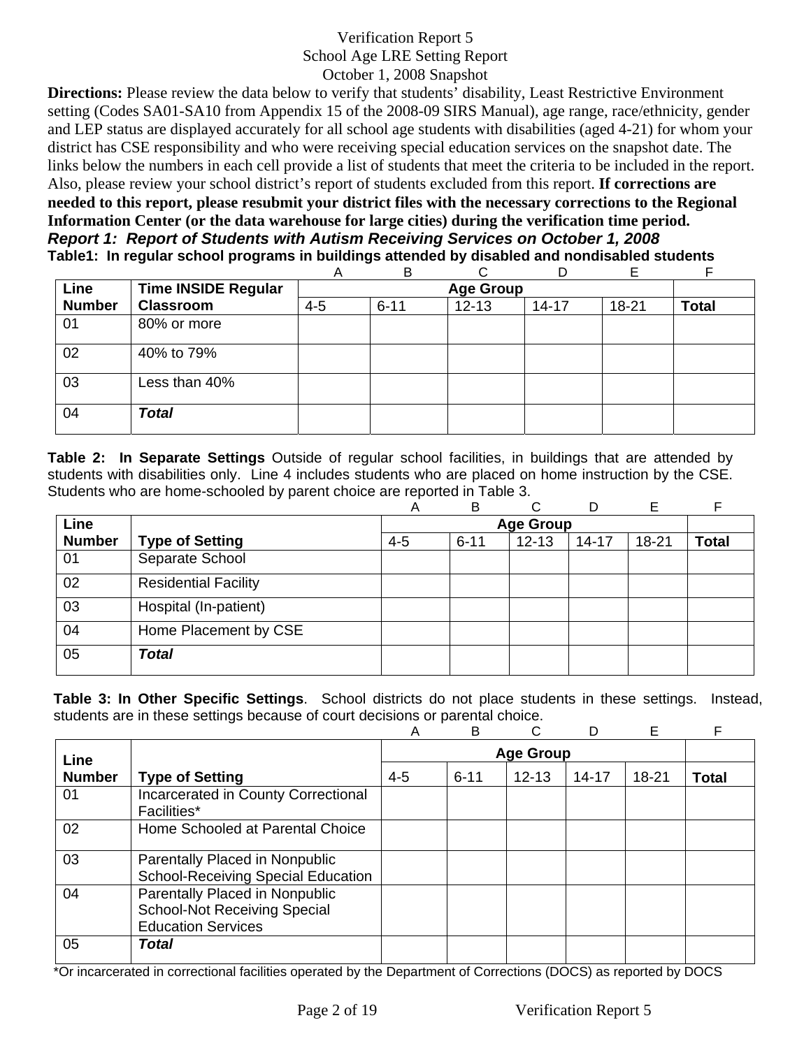Verification Report 5
School Age LRE Setting Report
October 1, 2008 Snapshot

**Directions:** Please review the data below to verify that students' disability, Least Restrictive Environment setting (Codes SA01-SA10 from Appendix 15 of the 2008-09 SIRS Manual), age range, race/ethnicity, gender and LEP status are displayed accurately for all school age students with disabilities (aged 4-21) for whom your district has CSE responsibility and who were receiving special education services on the snapshot date. The links below the numbers in each cell provide a list of students that meet the criteria to be included in the report. Also, please review your school district's report of students excluded from this report. **If corrections are needed to this report, please resubmit your district files with the necessary corrections to the Regional Information Center (or the data warehouse for large cities) during the verification time period.**

### *Report 1: Report of Students with Autism Receiving Services on October 1, 2008*

**Table1: In regular school programs in buildings attended by disabled and nondisabled students**

| | | A | B | C | D | E | F |
|---|---|---|---|---|---|---|---|
| **Line Number** | **Time INSIDE Regular Classroom** | **Age Group** | | | | | |
| | | 4-5 | 6-11 | 12-13 | 14-17 | 18-21 | **Total** |
| 01 | 80% or more | | | | | | |
| 02 | 40% to 79% | | | | | | |
| 03 | Less than 40% | | | | | | |
| 04 | ***Total*** | | | | | | |

**Table 2: In Separate Settings** Outside of regular school facilities, in buildings that are attended by students with disabilities only. Line 4 includes students who are placed on home instruction by the CSE. Students who are home-schooled by parent choice are reported in Table 3.

| | | A | B | C | D | E | F |
|---|---|---|---|---|---|---|---|
| **Line Number** | **Type of Setting** | **Age Group** | | | | | |
| | | 4-5 | 6-11 | 12-13 | 14-17 | 18-21 | **Total** |
| 01 | Separate School | | | | | | |
| 02 | Residential Facility | | | | | | |
| 03 | Hospital (In-patient) | | | | | | |
| 04 | Home Placement by CSE | | | | | | |
| 05 | ***Total*** | | | | | | |

**Table 3: In Other Specific Settings**. School districts do not place students in these settings. Instead, students are in these settings because of court decisions or parental choice.

| | | A | B | C | D | E | F |
|---|---|---|---|---|---|---|---|
| **Line Number** | **Type of Setting** | **Age Group** | | | | | |
| | | 4-5 | 6-11 | 12-13 | 14-17 | 18-21 | **Total** |
| 01 | Incarcerated in County Correctional Facilities* | | | | | | |
| 02 | Home Schooled at Parental Choice | | | | | | |
| 03 | Parentally Placed in Nonpublic School-Receiving Special Education | | | | | | |
| 04 | Parentally Placed in Nonpublic School-Not Receiving Special Education Services | | | | | | |
| 05 | ***Total*** | | | | | | |

*Or incarcerated in correctional facilities operated by the Department of Corrections (DOCS) as reported by DOCS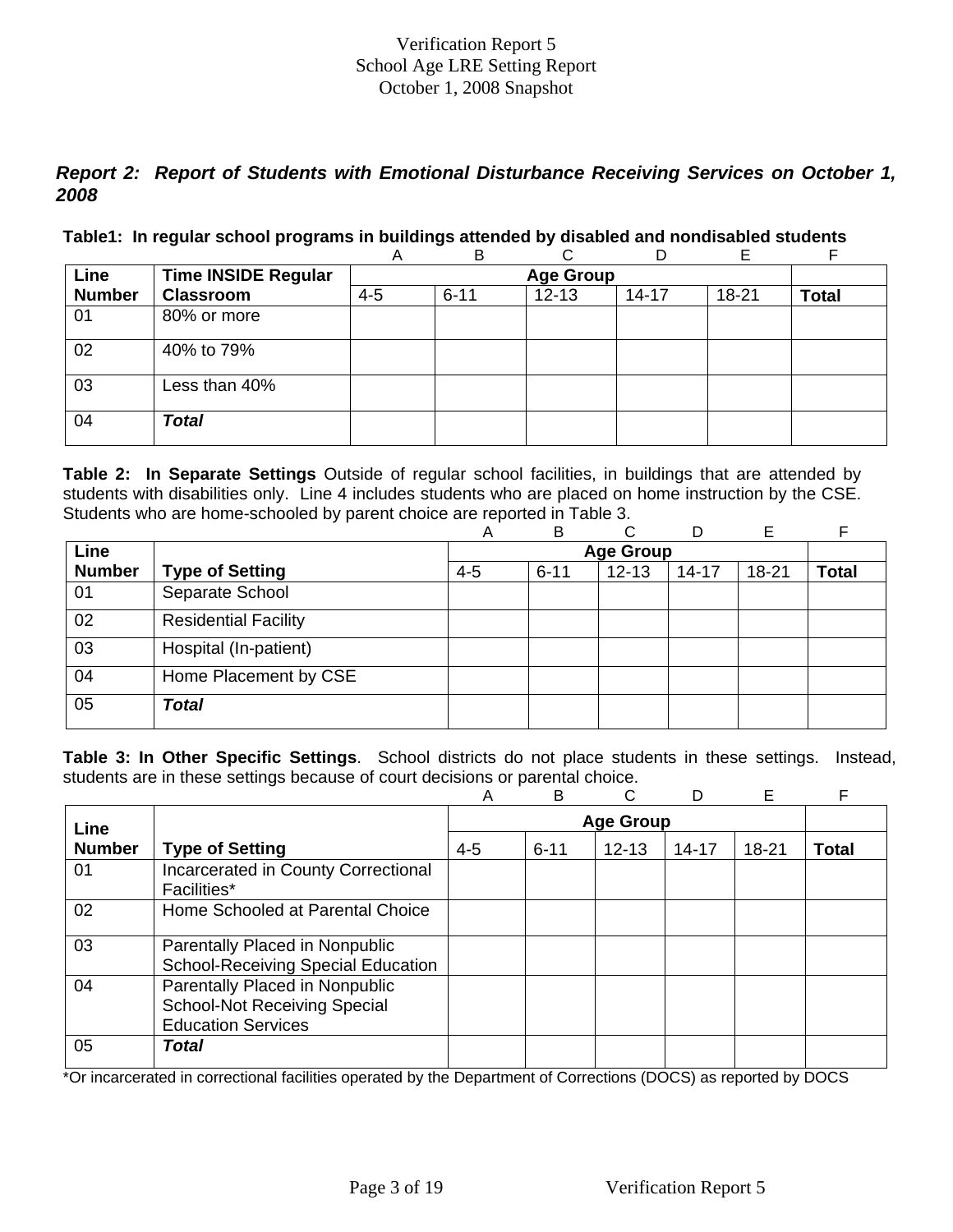Verification Report 5
School Age LRE Setting Report
October 1, 2008 Snapshot

***Report 2: Report of Students with Emotional Disturbance Receiving Services on October 1, 2008***

**Table1: In regular school programs in buildings attended by disabled and nondisabled students**

| | | A | B | C | D | E | F |
|---|---|---|---|---|---|---|---|
| **Line Number** | **Time INSIDE Regular Classroom** | **Age Group** | | | | | |
| | | 4-5 | 6-11 | 12-13 | 14-17 | 18-21 | **Total** |
| 01 | 80% or more | | | | | | |
| 02 | 40% to 79% | | | | | | |
| 03 | Less than 40% | | | | | | |
| 04 | ***Total*** | | | | | | |

**Table 2: In Separate Settings** Outside of regular school facilities, in buildings that are attended by students with disabilities only. Line 4 includes students who are placed on home instruction by the CSE. Students who are home-schooled by parent choice are reported in Table 3.

| | | A | B | C | D | E | F |
|---|---|---|---|---|---|---|---|
| **Line Number** | **Type of Setting** | **Age Group** | | | | | |
| | | 4-5 | 6-11 | 12-13 | 14-17 | 18-21 | **Total** |
| 01 | Separate School | | | | | | |
| 02 | Residential Facility | | | | | | |
| 03 | Hospital (In-patient) | | | | | | |
| 04 | Home Placement by CSE | | | | | | |
| 05 | ***Total*** | | | | | | |

**Table 3: In Other Specific Settings**. School districts do not place students in these settings. Instead, students are in these settings because of court decisions or parental choice.

| | | A | B | C | D | E | F |
|---|---|---|---|---|---|---|---|
| **Line Number** | **Type of Setting** | **Age Group** | | | | | |
| | | 4-5 | 6-11 | 12-13 | 14-17 | 18-21 | **Total** |
| 01 | Incarcerated in County Correctional Facilities* | | | | | | |
| 02 | Home Schooled at Parental Choice | | | | | | |
| 03 | Parentally Placed in Nonpublic School-Receiving Special Education | | | | | | |
| 04 | Parentally Placed in Nonpublic School-Not Receiving Special Education Services | | | | | | |
| 05 | ***Total*** | | | | | | |

*Or incarcerated in correctional facilities operated by the Department of Corrections (DOCS) as reported by DOCS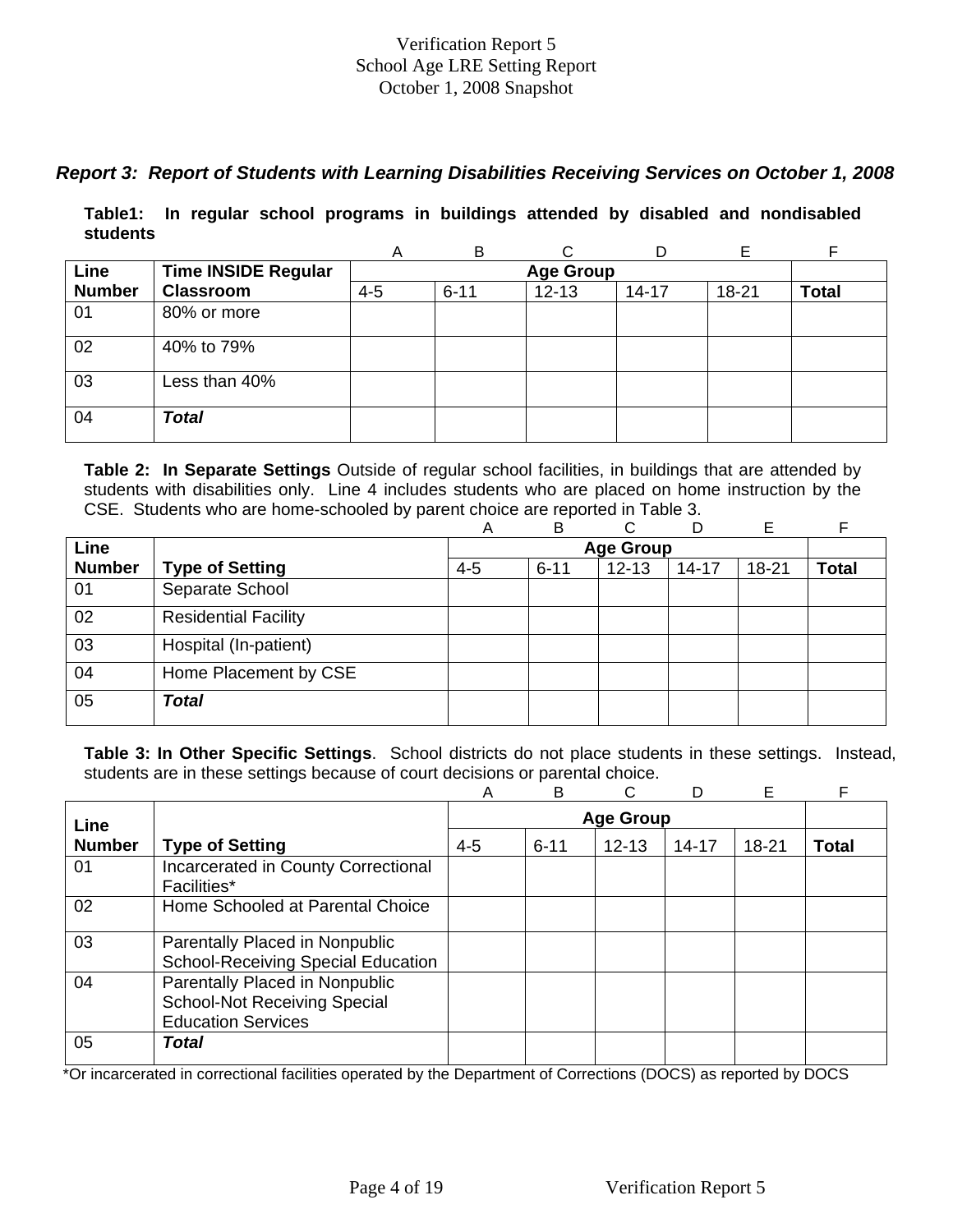Verification Report 5
School Age LRE Setting Report
October 1, 2008 Snapshot

### *Report 3: Report of Students with Learning Disabilities Receiving Services on October 1, 2008*

**Table1: In regular school programs in buildings attended by disabled and nondisabled students**

| | | A | B | C | D | E | F |
|---|---|---|---|---|---|---|---|
| **Line Number** | **Time INSIDE Regular Classroom** | **Age Group** | | | | | |
| | | 4-5 | 6-11 | 12-13 | 14-17 | 18-21 | **Total** |
| 01 | 80% or more | | | | | | |
| 02 | 40% to 79% | | | | | | |
| 03 | Less than 40% | | | | | | |
| 04 | ***Total*** | | | | | | |

**Table 2: In Separate Settings** Outside of regular school facilities, in buildings that are attended by students with disabilities only. Line 4 includes students who are placed on home instruction by the CSE. Students who are home-schooled by parent choice are reported in Table 3.

| | | A | B | C | D | E | F |
|---|---|---|---|---|---|---|---|
| **Line Number** | **Type of Setting** | **Age Group** | | | | | |
| | | 4-5 | 6-11 | 12-13 | 14-17 | 18-21 | **Total** |
| 01 | Separate School | | | | | | |
| 02 | Residential Facility | | | | | | |
| 03 | Hospital (In-patient) | | | | | | |
| 04 | Home Placement by CSE | | | | | | |
| 05 | ***Total*** | | | | | | |

**Table 3: In Other Specific Settings**. School districts do not place students in these settings. Instead, students are in these settings because of court decisions or parental choice.

| | | A | B | C | D | E | F |
|---|---|---|---|---|---|---|---|
| **Line Number** | **Type of Setting** | **Age Group** | | | | | |
| | | 4-5 | 6-11 | 12-13 | 14-17 | 18-21 | **Total** |
| 01 | Incarcerated in County Correctional Facilities* | | | | | | |
| 02 | Home Schooled at Parental Choice | | | | | | |
| 03 | Parentally Placed in Nonpublic School-Receiving Special Education | | | | | | |
| 04 | Parentally Placed in Nonpublic School-Not Receiving Special Education Services | | | | | | |
| 05 | ***Total*** | | | | | | |

*Or incarcerated in correctional facilities operated by the Department of Corrections (DOCS) as reported by DOCS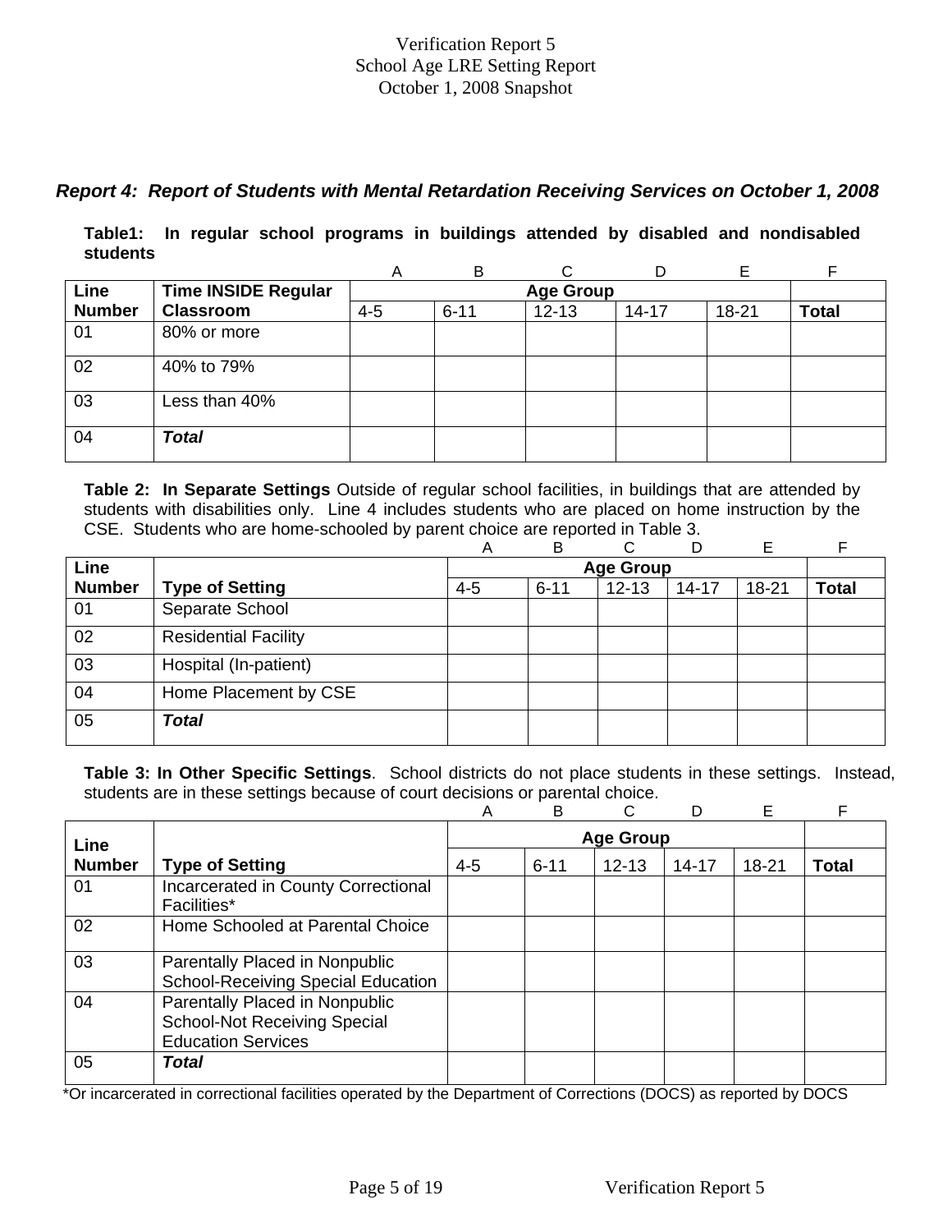Verification Report 5
School Age LRE Setting Report
October 1, 2008 Snapshot

## *Report 4: Report of Students with Mental Retardation Receiving Services on October 1, 2008*

**Table1: In regular school programs in buildings attended by disabled and nondisabled students**

| | | A | B | C | D | E | F |
|---|---|---|---|---|---|---|---|
| **Line Number** | **Time INSIDE Regular Classroom** | **Age Group** | | | | | |
| | | 4-5 | 6-11 | 12-13 | 14-17 | 18-21 | **Total** |
| 01 | 80% or more | | | | | | |
| 02 | 40% to 79% | | | | | | |
| 03 | Less than 40% | | | | | | |
| 04 | ***Total*** | | | | | | |

**Table 2: In Separate Settings** Outside of regular school facilities, in buildings that are attended by students with disabilities only. Line 4 includes students who are placed on home instruction by the CSE. Students who are home-schooled by parent choice are reported in Table 3.

| | | A | B | C | D | E | F |
|---|---|---|---|---|---|---|---|
| **Line Number** | **Type of Setting** | **Age Group** | | | | | |
| | | 4-5 | 6-11 | 12-13 | 14-17 | 18-21 | **Total** |
| 01 | Separate School | | | | | | |
| 02 | Residential Facility | | | | | | |
| 03 | Hospital (In-patient) | | | | | | |
| 04 | Home Placement by CSE | | | | | | |
| 05 | ***Total*** | | | | | | |

**Table 3: In Other Specific Settings**. School districts do not place students in these settings. Instead, students are in these settings because of court decisions or parental choice.

| | | A | B | C | D | E | F |
|---|---|---|---|---|---|---|---|
| **Line Number** | **Type of Setting** | **Age Group** | | | | | |
| | | 4-5 | 6-11 | 12-13 | 14-17 | 18-21 | **Total** |
| 01 | Incarcerated in County Correctional Facilities* | | | | | | |
| 02 | Home Schooled at Parental Choice | | | | | | |
| 03 | Parentally Placed in Nonpublic School-Receiving Special Education | | | | | | |
| 04 | Parentally Placed in Nonpublic School-Not Receiving Special Education Services | | | | | | |
| 05 | ***Total*** | | | | | | |

*Or incarcerated in correctional facilities operated by the Department of Corrections (DOCS) as reported by DOCS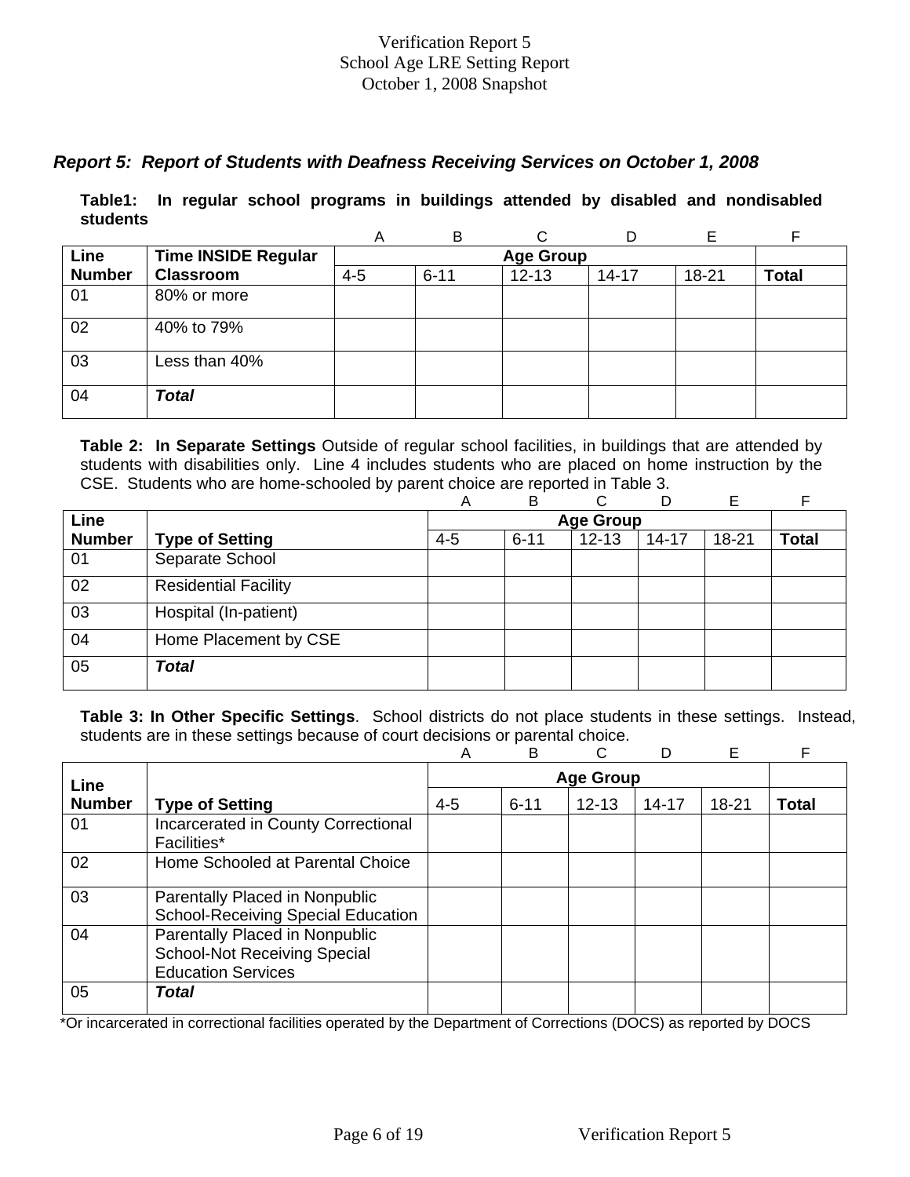Verification Report 5
School Age LRE Setting Report
October 1, 2008 Snapshot

### *Report 5: Report of Students with Deafness Receiving Services on October 1, 2008*

**Table1: In regular school programs in buildings attended by disabled and nondisabled students**

| | | A | B | C | D | E | F |
|---|---|---|---|---|---|---|---|
| **Line Number** | **Time INSIDE Regular Classroom** | **Age Group** | | | | | |
| | | 4-5 | 6-11 | 12-13 | 14-17 | 18-21 | **Total** |
| 01 | 80% or more | | | | | | |
| 02 | 40% to 79% | | | | | | |
| 03 | Less than 40% | | | | | | |
| 04 | ***Total*** | | | | | | |

**Table 2: In Separate Settings** Outside of regular school facilities, in buildings that are attended by students with disabilities only. Line 4 includes students who are placed on home instruction by the CSE. Students who are home-schooled by parent choice are reported in Table 3.

| | | A | B | C | D | E | F |
|---|---|---|---|---|---|---|---|
| **Line Number** | **Type of Setting** | **Age Group** | | | | | |
| | | 4-5 | 6-11 | 12-13 | 14-17 | 18-21 | **Total** |
| 01 | Separate School | | | | | | |
| 02 | Residential Facility | | | | | | |
| 03 | Hospital (In-patient) | | | | | | |
| 04 | Home Placement by CSE | | | | | | |
| 05 | ***Total*** | | | | | | |

**Table 3: In Other Specific Settings**. School districts do not place students in these settings. Instead, students are in these settings because of court decisions or parental choice.

| | | A | B | C | D | E | F |
|---|---|---|---|---|---|---|---|
| **Line Number** | **Type of Setting** | **Age Group** | | | | | |
| | | 4-5 | 6-11 | 12-13 | 14-17 | 18-21 | **Total** |
| 01 | Incarcerated in County Correctional Facilities* | | | | | | |
| 02 | Home Schooled at Parental Choice | | | | | | |
| 03 | Parentally Placed in Nonpublic School-Receiving Special Education | | | | | | |
| 04 | Parentally Placed in Nonpublic School-Not Receiving Special Education Services | | | | | | |
| 05 | ***Total*** | | | | | | |

*Or incarcerated in correctional facilities operated by the Department of Corrections (DOCS) as reported by DOCS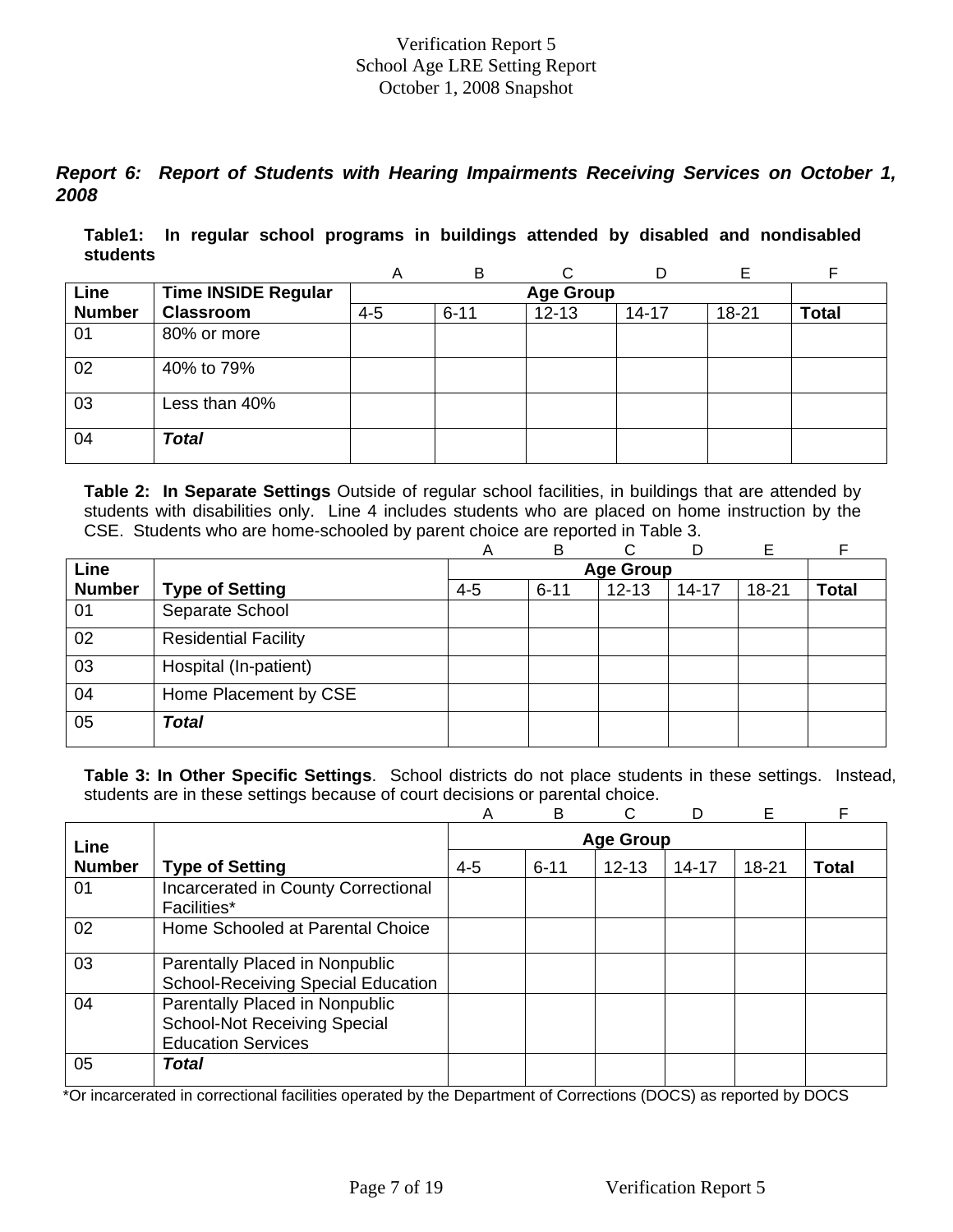Verification Report 5
School Age LRE Setting Report
October 1, 2008 Snapshot

***Report 6: Report of Students with Hearing Impairments Receiving Services on October 1, 2008***

**Table1: In regular school programs in buildings attended by disabled and nondisabled students**

| | | A | B | C | D | E | F |
|---|---|---|---|---|---|---|---|
| **Line Number** | **Time INSIDE Regular Classroom** | **Age Group** | | | | | |
| | | 4-5 | 6-11 | 12-13 | 14-17 | 18-21 | **Total** |
| 01 | 80% or more | | | | | | |
| 02 | 40% to 79% | | | | | | |
| 03 | Less than 40% | | | | | | |
| 04 | ***Total*** | | | | | | |

**Table 2: In Separate Settings** Outside of regular school facilities, in buildings that are attended by students with disabilities only. Line 4 includes students who are placed on home instruction by the CSE. Students who are home-schooled by parent choice are reported in Table 3.

| | | A | B | C | D | E | F |
|---|---|---|---|---|---|---|---|
| **Line Number** | **Type of Setting** | **Age Group** | | | | | |
| | | 4-5 | 6-11 | 12-13 | 14-17 | 18-21 | **Total** |
| 01 | Separate School | | | | | | |
| 02 | Residential Facility | | | | | | |
| 03 | Hospital (In-patient) | | | | | | |
| 04 | Home Placement by CSE | | | | | | |
| 05 | ***Total*** | | | | | | |

**Table 3: In Other Specific Settings**. School districts do not place students in these settings. Instead, students are in these settings because of court decisions or parental choice.

| | | A | B | C | D | E | F |
|---|---|---|---|---|---|---|---|
| **Line Number** | **Type of Setting** | **Age Group** | | | | | |
| | | 4-5 | 6-11 | 12-13 | 14-17 | 18-21 | **Total** |
| 01 | Incarcerated in County Correctional Facilities* | | | | | | |
| 02 | Home Schooled at Parental Choice | | | | | | |
| 03 | Parentally Placed in Nonpublic School-Receiving Special Education | | | | | | |
| 04 | Parentally Placed in Nonpublic School-Not Receiving Special Education Services | | | | | | |
| 05 | ***Total*** | | | | | | |

*Or incarcerated in correctional facilities operated by the Department of Corrections (DOCS) as reported by DOCS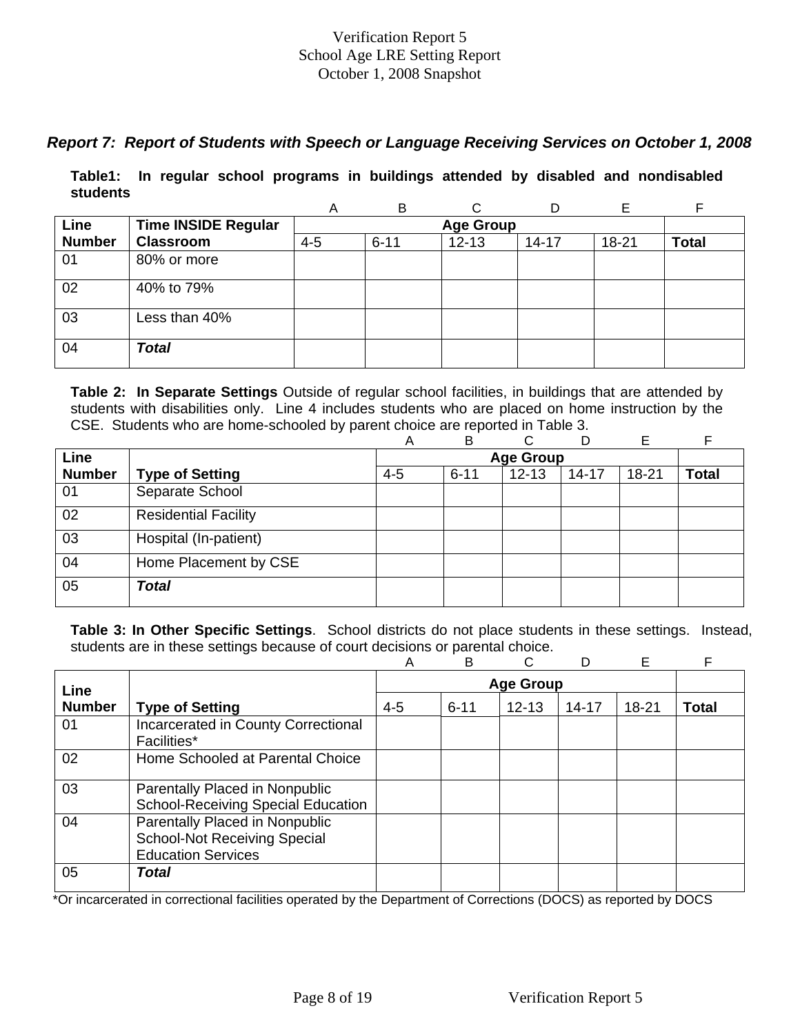Verification Report 5
School Age LRE Setting Report
October 1, 2008 Snapshot

## *Report 7: Report of Students with Speech or Language Receiving Services on October 1, 2008*

**Table1: In regular school programs in buildings attended by disabled and nondisabled students**

| Line Number | Time INSIDE Regular Classroom | A | B | C | D | E | F |
|---|---|---|---|---|---|---|---|
| | | **Age Group** | | | | | |
| | | 4-5 | 6-11 | 12-13 | 14-17 | 18-21 | **Total** |
| 01 | 80% or more | | | | | | |
| 02 | 40% to 79% | | | | | | |
| 03 | Less than 40% | | | | | | |
| 04 | ***Total*** | | | | | | |

**Table 2: In Separate Settings** Outside of regular school facilities, in buildings that are attended by students with disabilities only. Line 4 includes students who are placed on home instruction by the CSE. Students who are home-schooled by parent choice are reported in Table 3.

| Line Number | Type of Setting | A | B | C | D | E | F |
|---|---|---|---|---|---|---|---|
| | | **Age Group** | | | | | |
| | | 4-5 | 6-11 | 12-13 | 14-17 | 18-21 | **Total** |
| 01 | Separate School | | | | | | |
| 02 | Residential Facility | | | | | | |
| 03 | Hospital (In-patient) | | | | | | |
| 04 | Home Placement by CSE | | | | | | |
| 05 | ***Total*** | | | | | | |

**Table 3: In Other Specific Settings**. School districts do not place students in these settings. Instead, students are in these settings because of court decisions or parental choice.

| Line Number | Type of Setting | A | B | C | D | E | F |
|---|---|---|---|---|---|---|---|
| | | **Age Group** | | | | | |
| | | 4-5 | 6-11 | 12-13 | 14-17 | 18-21 | **Total** |
| 01 | Incarcerated in County Correctional Facilities* | | | | | | |
| 02 | Home Schooled at Parental Choice | | | | | | |
| 03 | Parentally Placed in Nonpublic School-Receiving Special Education | | | | | | |
| 04 | Parentally Placed in Nonpublic School-Not Receiving Special Education Services | | | | | | |
| 05 | ***Total*** | | | | | | |

*Or incarcerated in correctional facilities operated by the Department of Corrections (DOCS) as reported by DOCS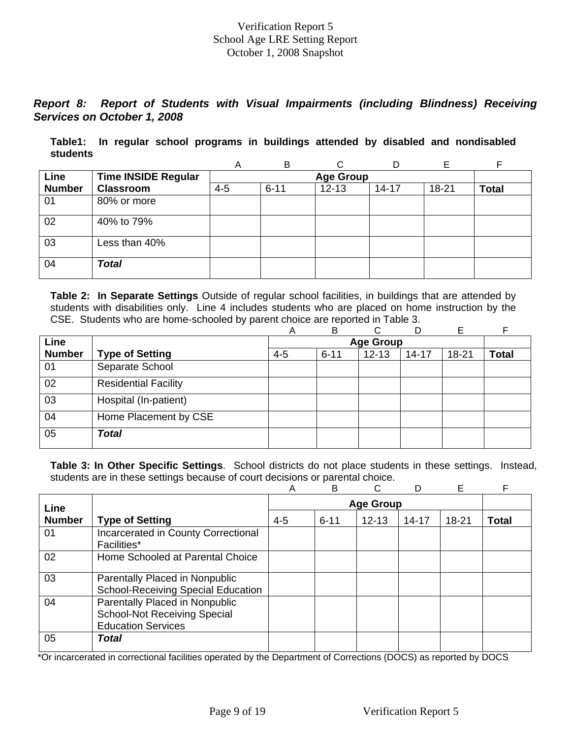Verification Report 5
School Age LRE Setting Report
October 1, 2008 Snapshot

***Report 8: Report of Students with Visual Impairments (including Blindness) Receiving Services on October 1, 2008***

**Table1: In regular school programs in buildings attended by disabled and nondisabled students**

| | | A | B | C | D | E | F |
|---|---|---|---|---|---|---|---|
| **Line Number** | **Time INSIDE Regular Classroom** | **Age Group** | | | | | |
| | | 4-5 | 6-11 | 12-13 | 14-17 | 18-21 | **Total** |
| 01 | 80% or more | | | | | | |
| 02 | 40% to 79% | | | | | | |
| 03 | Less than 40% | | | | | | |
| 04 | ***Total*** | | | | | | |

**Table 2: In Separate Settings** Outside of regular school facilities, in buildings that are attended by students with disabilities only. Line 4 includes students who are placed on home instruction by the CSE. Students who are home-schooled by parent choice are reported in Table 3.

| | | A | B | C | D | E | F |
|---|---|---|---|---|---|---|---|
| **Line Number** | **Type of Setting** | **Age Group** | | | | | |
| | | 4-5 | 6-11 | 12-13 | 14-17 | 18-21 | **Total** |
| 01 | Separate School | | | | | | |
| 02 | Residential Facility | | | | | | |
| 03 | Hospital (In-patient) | | | | | | |
| 04 | Home Placement by CSE | | | | | | |
| 05 | ***Total*** | | | | | | |

**Table 3: In Other Specific Settings**. School districts do not place students in these settings. Instead, students are in these settings because of court decisions or parental choice.

| | | A | B | C | D | E | F |
|---|---|---|---|---|---|---|---|
| **Line Number** | **Type of Setting** | **Age Group** | | | | | |
| | | 4-5 | 6-11 | 12-13 | 14-17 | 18-21 | **Total** |
| 01 | Incarcerated in County Correctional Facilities* | | | | | | |
| 02 | Home Schooled at Parental Choice | | | | | | |
| 03 | Parentally Placed in Nonpublic School-Receiving Special Education | | | | | | |
| 04 | Parentally Placed in Nonpublic School-Not Receiving Special Education Services | | | | | | |
| 05 | ***Total*** | | | | | | |

*Or incarcerated in correctional facilities operated by the Department of Corrections (DOCS) as reported by DOCS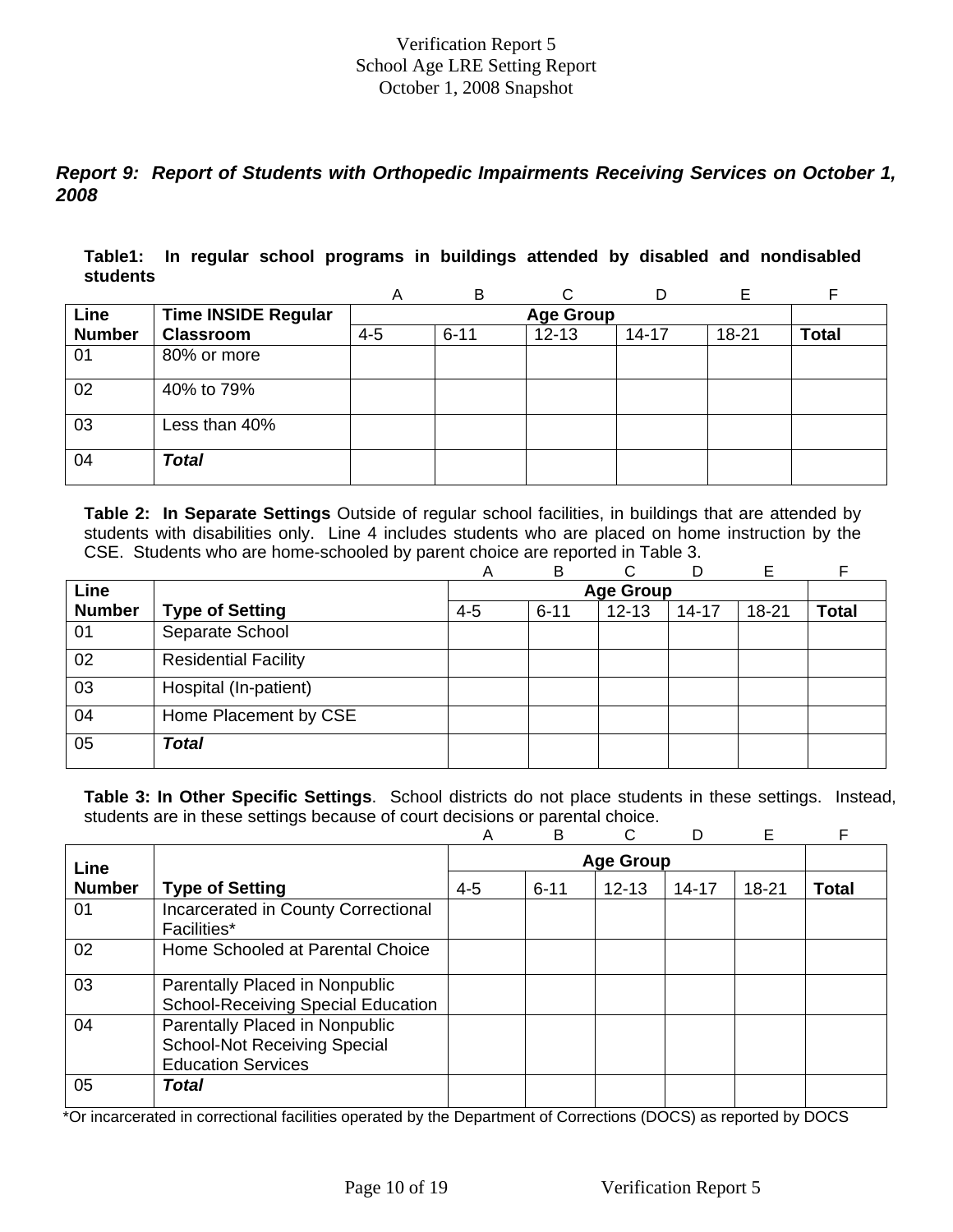Verification Report 5
School Age LRE Setting Report
October 1, 2008 Snapshot

***Report 9: Report of Students with Orthopedic Impairments Receiving Services on October 1, 2008***

**Table1: In regular school programs in buildings attended by disabled and nondisabled students**

| | | A | B | C | D | E | F |
|---|---|---|---|---|---|---|---|
| **Line Number** | **Time INSIDE Regular Classroom** | **Age Group** | | | | | |
| | | 4-5 | 6-11 | 12-13 | 14-17 | 18-21 | **Total** |
| 01 | 80% or more | | | | | | |
| 02 | 40% to 79% | | | | | | |
| 03 | Less than 40% | | | | | | |
| 04 | ***Total*** | | | | | | |

**Table 2: In Separate Settings** Outside of regular school facilities, in buildings that are attended by students with disabilities only. Line 4 includes students who are placed on home instruction by the CSE. Students who are home-schooled by parent choice are reported in Table 3.

| | | A | B | C | D | E | F |
|---|---|---|---|---|---|---|---|
| **Line Number** | **Type of Setting** | **Age Group** | | | | | |
| | | 4-5 | 6-11 | 12-13 | 14-17 | 18-21 | **Total** |
| 01 | Separate School | | | | | | |
| 02 | Residential Facility | | | | | | |
| 03 | Hospital (In-patient) | | | | | | |
| 04 | Home Placement by CSE | | | | | | |
| 05 | ***Total*** | | | | | | |

**Table 3: In Other Specific Settings**. School districts do not place students in these settings. Instead, students are in these settings because of court decisions or parental choice.

| | | A | B | C | D | E | F |
|---|---|---|---|---|---|---|---|
| **Line Number** | **Type of Setting** | **Age Group** | | | | | |
| | | 4-5 | 6-11 | 12-13 | 14-17 | 18-21 | **Total** |
| 01 | Incarcerated in County Correctional Facilities* | | | | | | |
| 02 | Home Schooled at Parental Choice | | | | | | |
| 03 | Parentally Placed in Nonpublic School-Receiving Special Education | | | | | | |
| 04 | Parentally Placed in Nonpublic School-Not Receiving Special Education Services | | | | | | |
| 05 | ***Total*** | | | | | | |

*Or incarcerated in correctional facilities operated by the Department of Corrections (DOCS) as reported by DOCS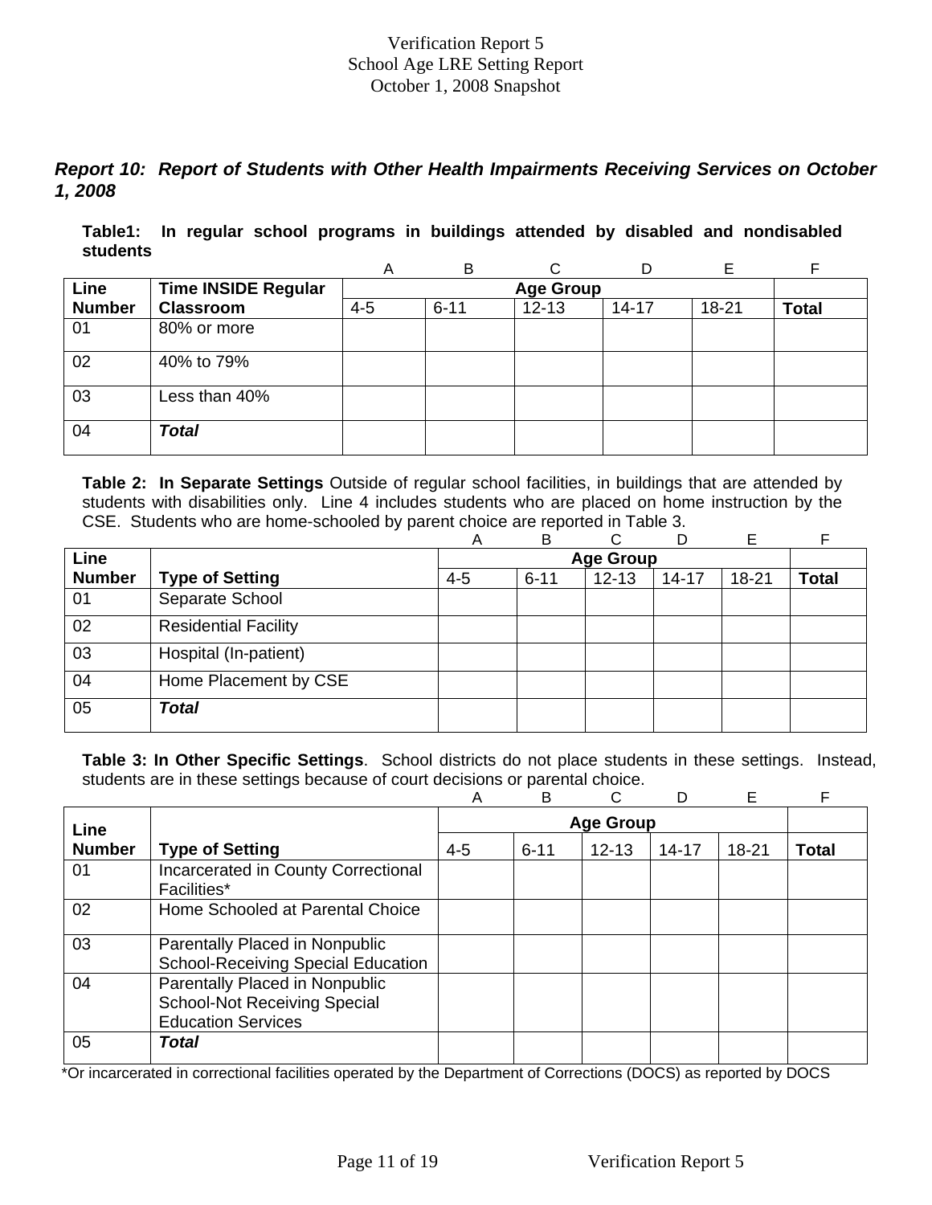Verification Report 5
School Age LRE Setting Report
October 1, 2008 Snapshot

***Report 10: Report of Students with Other Health Impairments Receiving Services on October 1, 2008***

**Table1: In regular school programs in buildings attended by disabled and nondisabled students**

| | | A | B | C | D | E | F |
|---|---|---|---|---|---|---|---|
| **Line Number** | **Time INSIDE Regular Classroom** | **Age Group** | | | | | |
| | | 4-5 | 6-11 | 12-13 | 14-17 | 18-21 | **Total** |
| 01 | 80% or more | | | | | | |
| 02 | 40% to 79% | | | | | | |
| 03 | Less than 40% | | | | | | |
| 04 | ***Total*** | | | | | | |

**Table 2: In Separate Settings** Outside of regular school facilities, in buildings that are attended by students with disabilities only. Line 4 includes students who are placed on home instruction by the CSE. Students who are home-schooled by parent choice are reported in Table 3.

| | | A | B | C | D | E | F |
|---|---|---|---|---|---|---|---|
| **Line Number** | **Type of Setting** | **Age Group** | | | | | |
| | | 4-5 | 6-11 | 12-13 | 14-17 | 18-21 | **Total** |
| 01 | Separate School | | | | | | |
| 02 | Residential Facility | | | | | | |
| 03 | Hospital (In-patient) | | | | | | |
| 04 | Home Placement by CSE | | | | | | |
| 05 | ***Total*** | | | | | | |

**Table 3: In Other Specific Settings**. School districts do not place students in these settings. Instead, students are in these settings because of court decisions or parental choice.

| | | A | B | C | D | E | F |
|---|---|---|---|---|---|---|---|
| **Line Number** | **Type of Setting** | **Age Group** | | | | | |
| | | 4-5 | 6-11 | 12-13 | 14-17 | 18-21 | **Total** |
| 01 | Incarcerated in County Correctional Facilities* | | | | | | |
| 02 | Home Schooled at Parental Choice | | | | | | |
| 03 | Parentally Placed in Nonpublic School-Receiving Special Education | | | | | | |
| 04 | Parentally Placed in Nonpublic School-Not Receiving Special Education Services | | | | | | |
| 05 | ***Total*** | | | | | | |

*Or incarcerated in correctional facilities operated by the Department of Corrections (DOCS) as reported by DOCS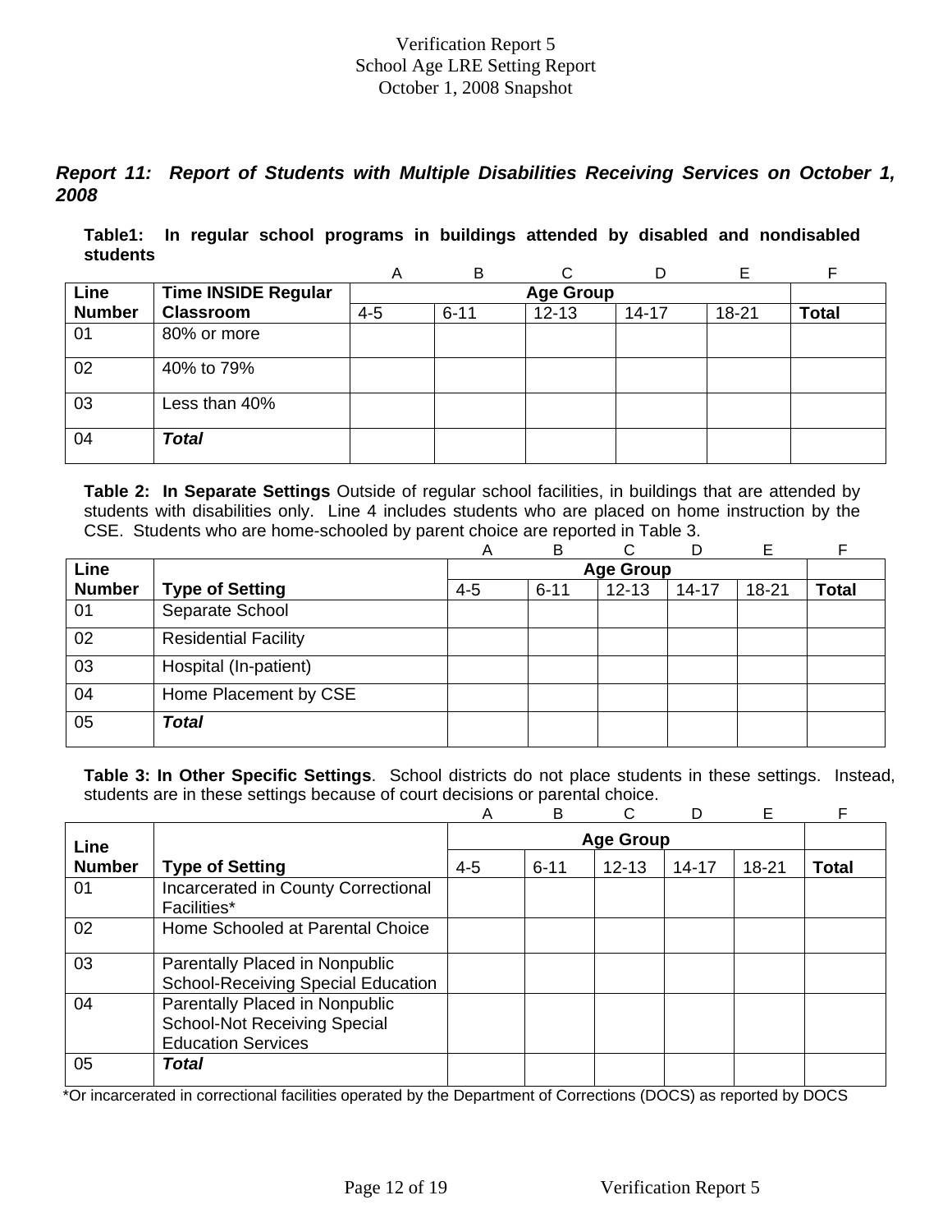Verification Report 5
School Age LRE Setting Report
October 1, 2008 Snapshot

***Report 11: Report of Students with Multiple Disabilities Receiving Services on October 1, 2008***

**Table1: In regular school programs in buildings attended by disabled and nondisabled students**

| Line Number | Time INSIDE Regular Classroom | A | B | C | D | E | F |
|---|---|---|---|---|---|---|---|
| | | Age Group | | | | | |
| | | 4-5 | 6-11 | 12-13 | 14-17 | 18-21 | Total |
| 01 | 80% or more | | | | | | |
| 02 | 40% to 79% | | | | | | |
| 03 | Less than 40% | | | | | | |
| 04 | ***Total*** | | | | | | |

**Table 2: In Separate Settings** Outside of regular school facilities, in buildings that are attended by students with disabilities only. Line 4 includes students who are placed on home instruction by the CSE. Students who are home-schooled by parent choice are reported in Table 3.

| Line Number | Type of Setting | A | B | C | D | E | F |
|---|---|---|---|---|---|---|---|
| | | Age Group | | | | | |
| | | 4-5 | 6-11 | 12-13 | 14-17 | 18-21 | Total |
| 01 | Separate School | | | | | | |
| 02 | Residential Facility | | | | | | |
| 03 | Hospital (In-patient) | | | | | | |
| 04 | Home Placement by CSE | | | | | | |
| 05 | ***Total*** | | | | | | |

**Table 3: In Other Specific Settings**. School districts do not place students in these settings. Instead, students are in these settings because of court decisions or parental choice.

| Line Number | Type of Setting | A | B | C | D | E | F |
|---|---|---|---|---|---|---|---|
| | | Age Group | | | | | |
| | | 4-5 | 6-11 | 12-13 | 14-17 | 18-21 | Total |
| 01 | Incarcerated in County Correctional Facilities* | | | | | | |
| 02 | Home Schooled at Parental Choice | | | | | | |
| 03 | Parentally Placed in Nonpublic School-Receiving Special Education | | | | | | |
| 04 | Parentally Placed in Nonpublic School-Not Receiving Special Education Services | | | | | | |
| 05 | ***Total*** | | | | | | |

*Or incarcerated in correctional facilities operated by the Department of Corrections (DOCS) as reported by DOCS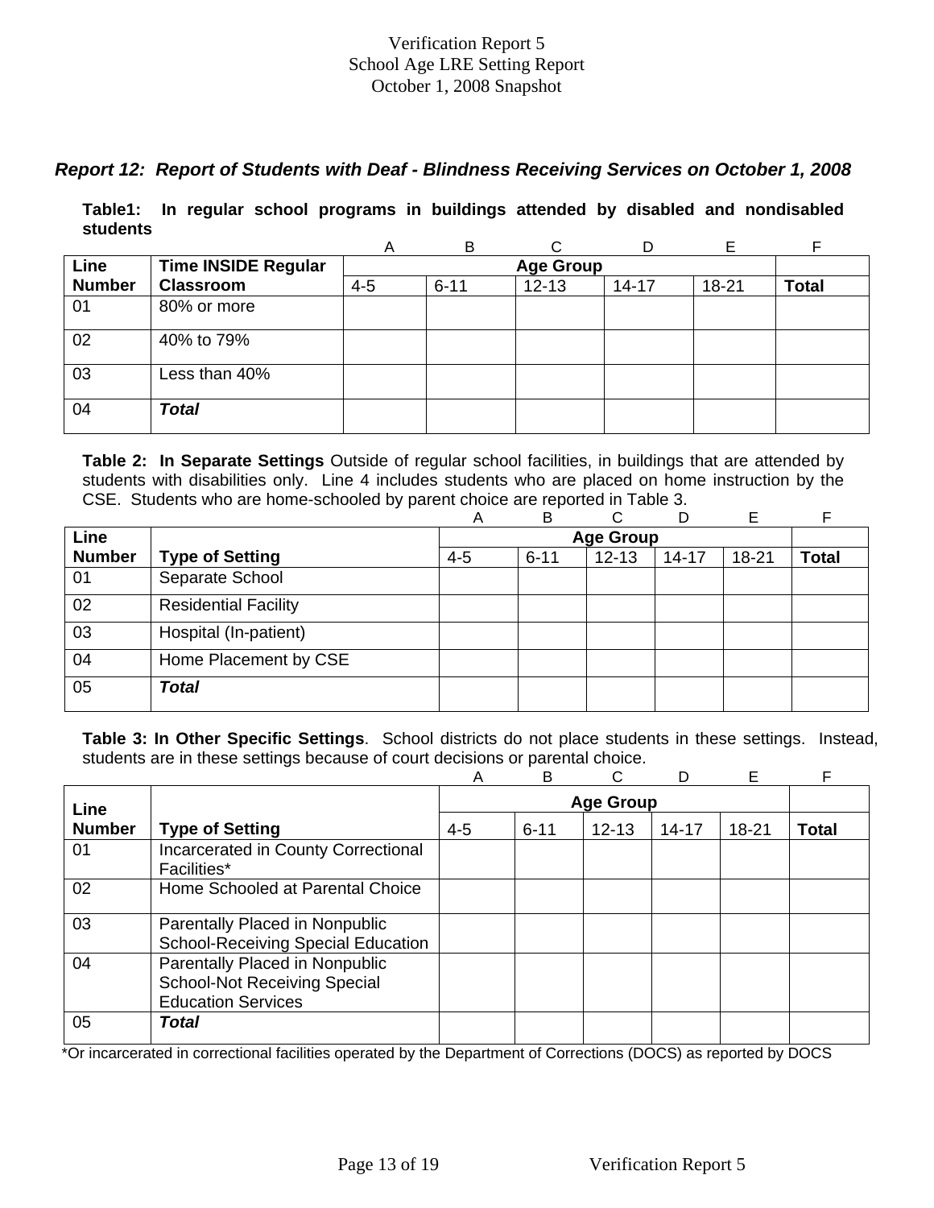Verification Report 5
School Age LRE Setting Report
October 1, 2008 Snapshot

## *Report 12: Report of Students with Deaf - Blindness Receiving Services on October 1, 2008*

**Table1: In regular school programs in buildings attended by disabled and nondisabled students**

| | | A | B | C | D | E | F |
|---|---|---|---|---|---|---|---|
| **Line Number** | **Time INSIDE Regular Classroom** | **Age Group** | | | | | |
| | | 4-5 | 6-11 | 12-13 | 14-17 | 18-21 | **Total** |
| 01 | 80% or more | | | | | | |
| 02 | 40% to 79% | | | | | | |
| 03 | Less than 40% | | | | | | |
| 04 | ***Total*** | | | | | | |

**Table 2: In Separate Settings** Outside of regular school facilities, in buildings that are attended by students with disabilities only. Line 4 includes students who are placed on home instruction by the CSE. Students who are home-schooled by parent choice are reported in Table 3.

| | | A | B | C | D | E | F |
|---|---|---|---|---|---|---|---|
| **Line Number** | **Type of Setting** | **Age Group** | | | | | |
| | | 4-5 | 6-11 | 12-13 | 14-17 | 18-21 | **Total** |
| 01 | Separate School | | | | | | |
| 02 | Residential Facility | | | | | | |
| 03 | Hospital (In-patient) | | | | | | |
| 04 | Home Placement by CSE | | | | | | |
| 05 | ***Total*** | | | | | | |

**Table 3: In Other Specific Settings**. School districts do not place students in these settings. Instead, students are in these settings because of court decisions or parental choice.

| | | A | B | C | D | E | F |
|---|---|---|---|---|---|---|---|
| **Line Number** | **Type of Setting** | **Age Group** | | | | | |
| | | 4-5 | 6-11 | 12-13 | 14-17 | 18-21 | **Total** |
| 01 | Incarcerated in County Correctional Facilities* | | | | | | |
| 02 | Home Schooled at Parental Choice | | | | | | |
| 03 | Parentally Placed in Nonpublic School-Receiving Special Education | | | | | | |
| 04 | Parentally Placed in Nonpublic School-Not Receiving Special Education Services | | | | | | |
| 05 | ***Total*** | | | | | | |

*Or incarcerated in correctional facilities operated by the Department of Corrections (DOCS) as reported by DOCS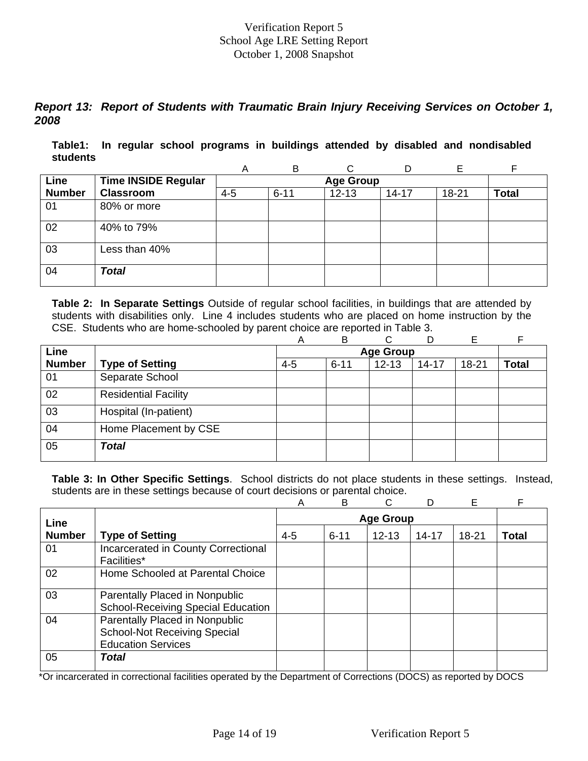Verification Report 5
School Age LRE Setting Report
October 1, 2008 Snapshot

***Report 13: Report of Students with Traumatic Brain Injury Receiving Services on October 1, 2008***

**Table1: In regular school programs in buildings attended by disabled and nondisabled students**

| | | A | B | C | D | E | F |
|---|---|---|---|---|---|---|---|
| **Line Number** | **Time INSIDE Regular Classroom** | **Age Group** | | | | | |
| | | 4-5 | 6-11 | 12-13 | 14-17 | 18-21 | **Total** |
| 01 | 80% or more | | | | | | |
| 02 | 40% to 79% | | | | | | |
| 03 | Less than 40% | | | | | | |
| 04 | ***Total*** | | | | | | |

**Table 2: In Separate Settings** Outside of regular school facilities, in buildings that are attended by students with disabilities only. Line 4 includes students who are placed on home instruction by the CSE. Students who are home-schooled by parent choice are reported in Table 3.

| | | A | B | C | D | E | F |
|---|---|---|---|---|---|---|---|
| **Line Number** | **Type of Setting** | **Age Group** | | | | | |
| | | 4-5 | 6-11 | 12-13 | 14-17 | 18-21 | **Total** |
| 01 | Separate School | | | | | | |
| 02 | Residential Facility | | | | | | |
| 03 | Hospital (In-patient) | | | | | | |
| 04 | Home Placement by CSE | | | | | | |
| 05 | ***Total*** | | | | | | |

**Table 3: In Other Specific Settings**. School districts do not place students in these settings. Instead, students are in these settings because of court decisions or parental choice.

| | | A | B | C | D | E | F |
|---|---|---|---|---|---|---|---|
| **Line Number** | **Type of Setting** | **Age Group** | | | | | |
| | | 4-5 | 6-11 | 12-13 | 14-17 | 18-21 | **Total** |
| 01 | Incarcerated in County Correctional Facilities* | | | | | | |
| 02 | Home Schooled at Parental Choice | | | | | | |
| 03 | Parentally Placed in Nonpublic School-Receiving Special Education | | | | | | |
| 04 | Parentally Placed in Nonpublic School-Not Receiving Special Education Services | | | | | | |
| 05 | ***Total*** | | | | | | |

*Or incarcerated in correctional facilities operated by the Department of Corrections (DOCS) as reported by DOCS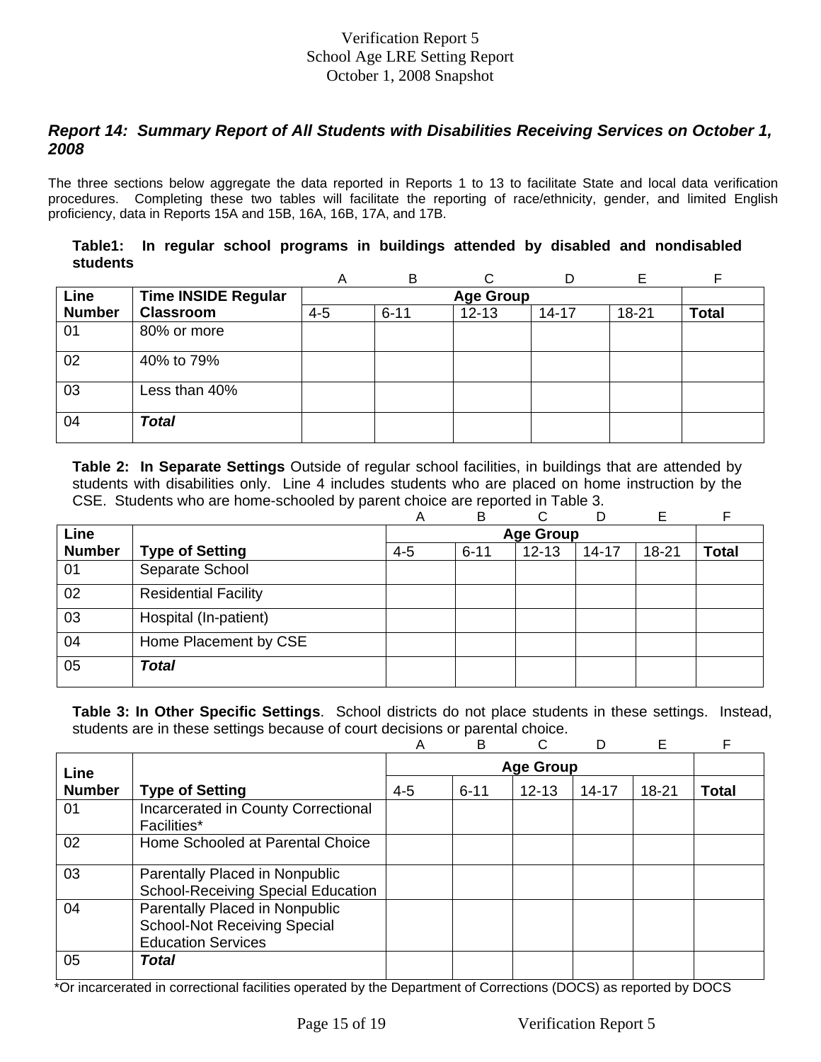Verification Report 5
School Age LRE Setting Report
October 1, 2008 Snapshot

### *Report 14: Summary Report of All Students with Disabilities Receiving Services on October 1, 2008*

The three sections below aggregate the data reported in Reports 1 to 13 to facilitate State and local data verification procedures. Completing these two tables will facilitate the reporting of race/ethnicity, gender, and limited English proficiency, data in Reports 15A and 15B, 16A, 16B, 17A, and 17B.

**Table1: In regular school programs in buildings attended by disabled and nondisabled students**

| | | A | B | C | D | E | F |
|---|---|---|---|---|---|---|---|
| **Line Number** | **Time INSIDE Regular Classroom** | **Age Group** | | | | | |
| | | 4-5 | 6-11 | 12-13 | 14-17 | 18-21 | **Total** |
| 01 | 80% or more | | | | | | |
| 02 | 40% to 79% | | | | | | |
| 03 | Less than 40% | | | | | | |
| 04 | ***Total*** | | | | | | |

**Table 2: In Separate Settings** Outside of regular school facilities, in buildings that are attended by students with disabilities only. Line 4 includes students who are placed on home instruction by the CSE. Students who are home-schooled by parent choice are reported in Table 3.

| | | A | B | C | D | E | F |
|---|---|---|---|---|---|---|---|
| **Line Number** | **Type of Setting** | **Age Group** | | | | | |
| | | 4-5 | 6-11 | 12-13 | 14-17 | 18-21 | **Total** |
| 01 | Separate School | | | | | | |
| 02 | Residential Facility | | | | | | |
| 03 | Hospital (In-patient) | | | | | | |
| 04 | Home Placement by CSE | | | | | | |
| 05 | ***Total*** | | | | | | |

**Table 3: In Other Specific Settings**. School districts do not place students in these settings. Instead, students are in these settings because of court decisions or parental choice.

| | | A | B | C | D | E | F |
|---|---|---|---|---|---|---|---|
| **Line Number** | **Type of Setting** | **Age Group** | | | | | |
| | | 4-5 | 6-11 | 12-13 | 14-17 | 18-21 | **Total** |
| 01 | Incarcerated in County Correctional Facilities* | | | | | | |
| 02 | Home Schooled at Parental Choice | | | | | | |
| 03 | Parentally Placed in Nonpublic School-Receiving Special Education | | | | | | |
| 04 | Parentally Placed in Nonpublic School-Not Receiving Special Education Services | | | | | | |
| 05 | ***Total*** | | | | | | |

*Or incarcerated in correctional facilities operated by the Department of Corrections (DOCS) as reported by DOCS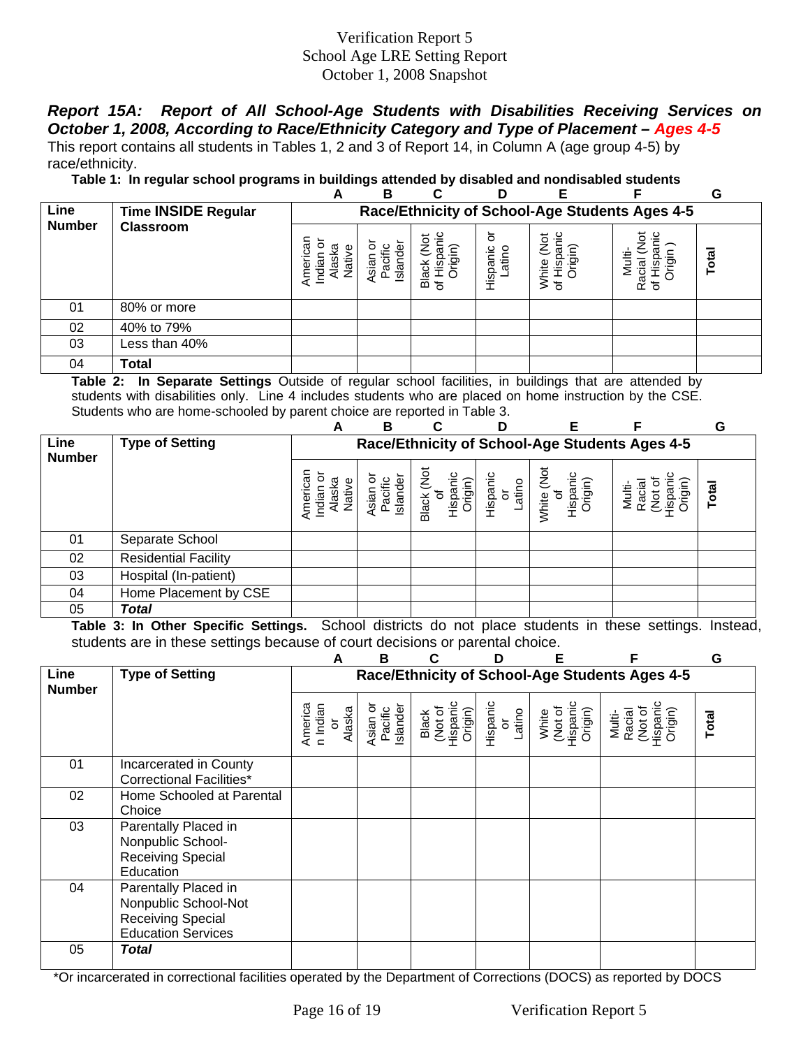Verification Report 5
School Age LRE Setting Report
October 1, 2008 Snapshot

### *Report 15A: Report of All School-Age Students with Disabilities Receiving Services on October 1, 2008, According to Race/Ethnicity Category and Type of Placement – Ages 4-5*

This report contains all students in Tables 1, 2 and 3 of Report 14, in Column A (age group 4-5) by race/ethnicity.

**Table 1: In regular school programs in buildings attended by disabled and nondisabled students**

| Line Number | Time INSIDE Regular Classroom | A | B | C | D | E | F | G |
|---|---|---|---|---|---|---|---|---|
| | | **Race/Ethnicity of School-Age Students Ages 4-5** | | | | | | |
| | | American Indian or Alaska Native | Asian or Pacific Islander | Black (Not of Hispanic Origin) | Hispanic or Latino | White (Not of Hispanic Origin) | Multi-Racial (Not of Hispanic Origin ) | **Total** |
| 01 | 80% or more | | | | | | | |
| 02 | 40% to 79% | | | | | | | |
| 03 | Less than 40% | | | | | | | |
| 04 | **Total** | | | | | | | |

**Table 2: In Separate Settings** Outside of regular school facilities, in buildings that are attended by students with disabilities only. Line 4 includes students who are placed on home instruction by the CSE. Students who are home-schooled by parent choice are reported in Table 3.

| Line Number | Type of Setting | A | B | C | D | E | F | G |
|---|---|---|---|---|---|---|---|---|
| | | **Race/Ethnicity of School-Age Students Ages 4-5** | | | | | | |
| | | American Indian or Alaska Native | Asian or Pacific Islander | Black (Not of Hispanic Origin) | Hispanic or Latino | White (Not of Hispanic Origin) | Multi-Racial (Not of Hispanic Origin) | **Total** |
| 01 | Separate School | | | | | | | |
| 02 | Residential Facility | | | | | | | |
| 03 | Hospital (In-patient) | | | | | | | |
| 04 | Home Placement by CSE | | | | | | | |
| 05 | ***Total*** | | | | | | | |

**Table 3: In Other Specific Settings.** School districts do not place students in these settings. Instead, students are in these settings because of court decisions or parental choice.

| Line Number | Type of Setting | A | B | C | D | E | F | G |
|---|---|---|---|---|---|---|---|---|
| | | **Race/Ethnicity of School-Age Students Ages 4-5** | | | | | | |
| | | American Indian or Alaska | Asian or Pacific Islander | Black (Not of Hispanic Origin) | Hispanic or Latino | White (Not of Hispanic Origin) | Multi-Racial (Not of Hispanic Origin) | **Total** |
| 01 | Incarcerated in County Correctional Facilities* | | | | | | | |
| 02 | Home Schooled at Parental Choice | | | | | | | |
| 03 | Parentally Placed in Nonpublic School-Receiving Special Education | | | | | | | |
| 04 | Parentally Placed in Nonpublic School-Not Receiving Special Education Services | | | | | | | |
| 05 | ***Total*** | | | | | | | |

*Or incarcerated in correctional facilities operated by the Department of Corrections (DOCS) as reported by DOCS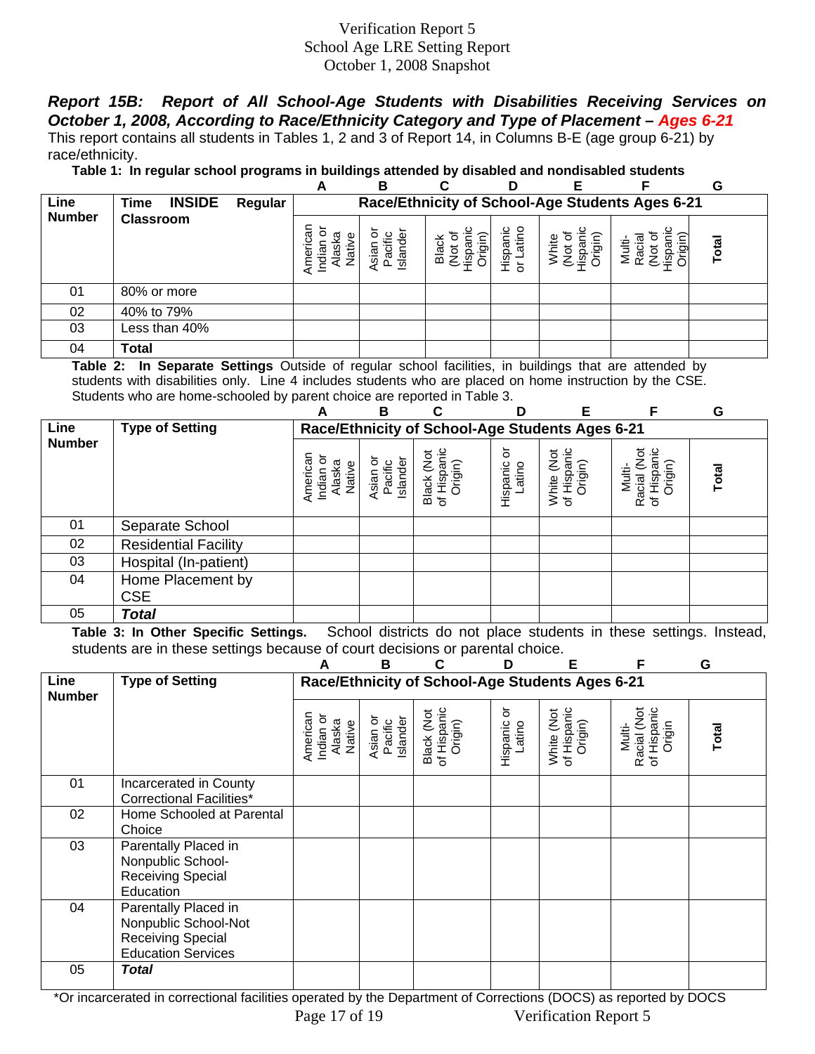Verification Report 5
School Age LRE Setting Report
October 1, 2008 Snapshot

## *Report 15B: Report of All School-Age Students with Disabilities Receiving Services on October 1, 2008, According to Race/Ethnicity Category and Type of Placement – Ages 6-21*

This report contains all students in Tables 1, 2 and 3 of Report 14, in Columns B-E (age group 6-21) by race/ethnicity.

**Table 1: In regular school programs in buildings attended by disabled and nondisabled students**

| | | A | B | C | D | E | F | G |
|---|---|---|---|---|---|---|---|---|
| **Line Number** | **Time INSIDE Regular Classroom** | **Race/Ethnicity of School-Age Students Ages 6-21** | | | | | | |
| | | American Indian or Alaska Native | Asian or Pacific Islander | Black (Not of Hispanic Origin) | Hispanic or Latino | White (Not of Hispanic Origin) | Multi-Racial (Not of Hispanic Origin) | **Total** |
| 01 | 80% or more | | | | | | | |
| 02 | 40% to 79% | | | | | | | |
| 03 | Less than 40% | | | | | | | |
| 04 | **Total** | | | | | | | |

**Table 2: In Separate Settings** Outside of regular school facilities, in buildings that are attended by students with disabilities only. Line 4 includes students who are placed on home instruction by the CSE. Students who are home-schooled by parent choice are reported in Table 3.

| | | A | B | C | D | E | F | G |
|---|---|---|---|---|---|---|---|---|
| **Line Number** | **Type of Setting** | **Race/Ethnicity of School-Age Students Ages 6-21** | | | | | | |
| | | American Indian or Alaska Native | Asian or Pacific Islander | Black (Not of Hispanic Origin) | Hispanic or Latino | White (Not of Hispanic Origin) | Multi-Racial (Not of Hispanic Origin) | **Total** |
| 01 | Separate School | | | | | | | |
| 02 | Residential Facility | | | | | | | |
| 03 | Hospital (In-patient) | | | | | | | |
| 04 | Home Placement by CSE | | | | | | | |
| 05 | ***Total*** | | | | | | | |

**Table 3: In Other Specific Settings.** School districts do not place students in these settings. Instead, students are in these settings because of court decisions or parental choice.

| | | A | B | C | D | E | F | G |
|---|---|---|---|---|---|---|---|---|
| **Line Number** | **Type of Setting** | **Race/Ethnicity of School-Age Students Ages 6-21** | | | | | | |
| | | American Indian or Alaska Native | Asian or Pacific Islander | Black (Not of Hispanic Origin) | Hispanic or Latino | White (Not of Hispanic Origin) | Multi-Racial (Not of Hispanic Origin | **Total** |
| 01 | Incarcerated in County Correctional Facilities* | | | | | | | |
| 02 | Home Schooled at Parental Choice | | | | | | | |
| 03 | Parentally Placed in Nonpublic School-Receiving Special Education | | | | | | | |
| 04 | Parentally Placed in Nonpublic School-Not Receiving Special Education Services | | | | | | | |
| 05 | ***Total*** | | | | | | | |

*Or incarcerated in correctional facilities operated by the Department of Corrections (DOCS) as reported by DOCS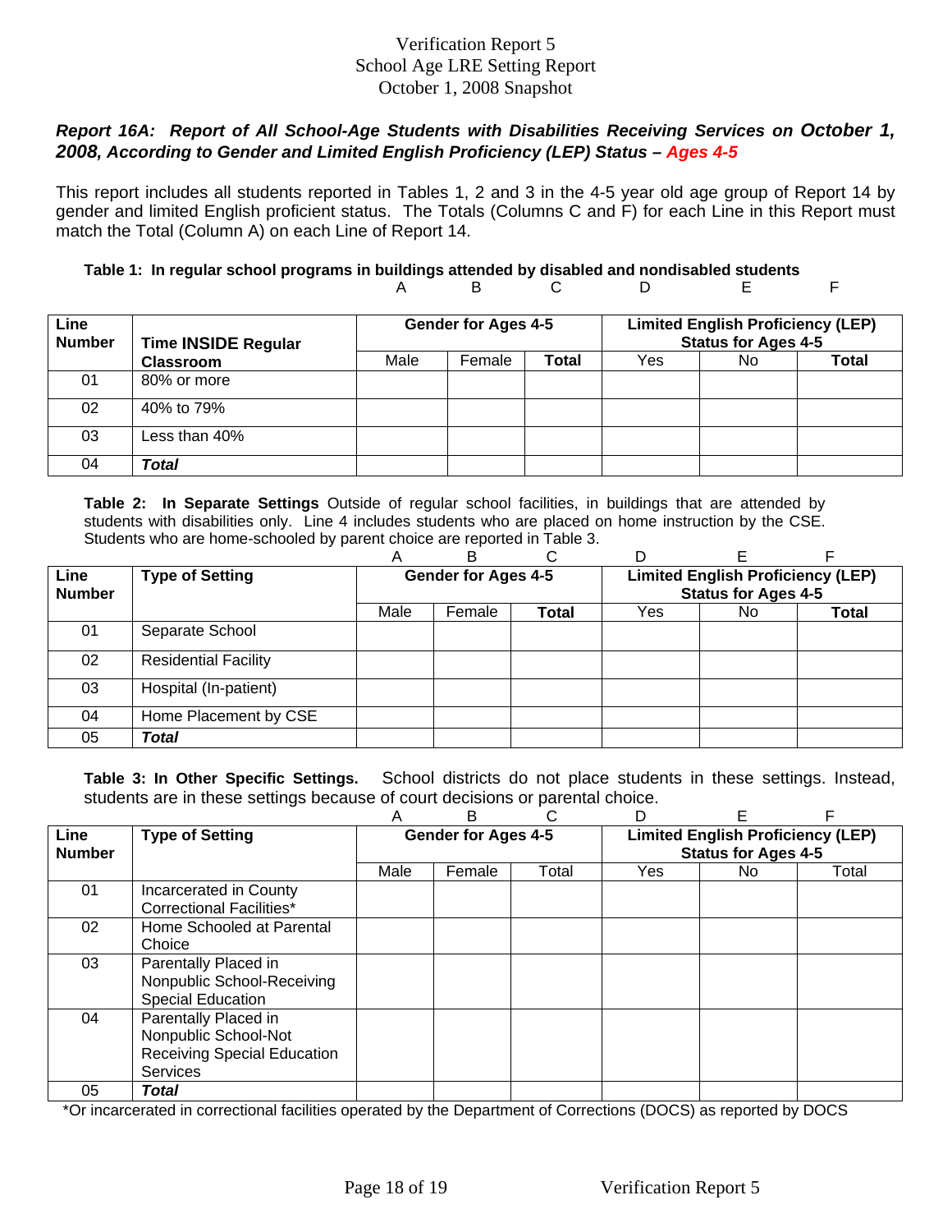Verification Report 5
School Age LRE Setting Report
October 1, 2008 Snapshot

***Report 16A: Report of All School-Age Students with Disabilities Receiving Services on October 1, 2008, According to Gender and Limited English Proficiency (LEP) Status – Ages 4-5***

This report includes all students reported in Tables 1, 2 and 3 in the 4-5 year old age group of Report 14 by gender and limited English proficient status. The Totals (Columns C and F) for each Line in this Report must match the Total (Column A) on each Line of Report 14.

**Table 1: In regular school programs in buildings attended by disabled and nondisabled students**

| | | A | B | C | D | E | F |
|---|---|---|---|---|---|---|---|
| **Line Number** | **Time INSIDE Regular Classroom** | **Gender for Ages 4-5** | | | **Limited English Proficiency (LEP) Status for Ages 4-5** | | |
| | | Male | Female | **Total** | Yes | No | **Total** |
| 01 | 80% or more | | | | | | |
| 02 | 40% to 79% | | | | | | |
| 03 | Less than 40% | | | | | | |
| 04 | ***Total*** | | | | | | |

**Table 2: In Separate Settings** Outside of regular school facilities, in buildings that are attended by students with disabilities only. Line 4 includes students who are placed on home instruction by the CSE. Students who are home-schooled by parent choice are reported in Table 3.

| | | A | B | C | D | E | F |
|---|---|---|---|---|---|---|---|
| **Line Number** | **Type of Setting** | **Gender for Ages 4-5** | | | **Limited English Proficiency (LEP) Status for Ages 4-5** | | |
| | | Male | Female | **Total** | Yes | No | **Total** |
| 01 | Separate School | | | | | | |
| 02 | Residential Facility | | | | | | |
| 03 | Hospital (In-patient) | | | | | | |
| 04 | Home Placement by CSE | | | | | | |
| 05 | ***Total*** | | | | | | |

**Table 3: In Other Specific Settings.** School districts do not place students in these settings. Instead, students are in these settings because of court decisions or parental choice.

| | | A | B | C | D | E | F |
|---|---|---|---|---|---|---|---|
| **Line Number** | **Type of Setting** | **Gender for Ages 4-5** | | | **Limited English Proficiency (LEP) Status for Ages 4-5** | | |
| | | Male | Female | Total | Yes | No | Total |
| 01 | Incarcerated in County Correctional Facilities* | | | | | | |
| 02 | Home Schooled at Parental Choice | | | | | | |
| 03 | Parentally Placed in Nonpublic School-Receiving Special Education | | | | | | |
| 04 | Parentally Placed in Nonpublic School-Not Receiving Special Education Services | | | | | | |
| 05 | ***Total*** | | | | | | |

*Or incarcerated in correctional facilities operated by the Department of Corrections (DOCS) as reported by DOCS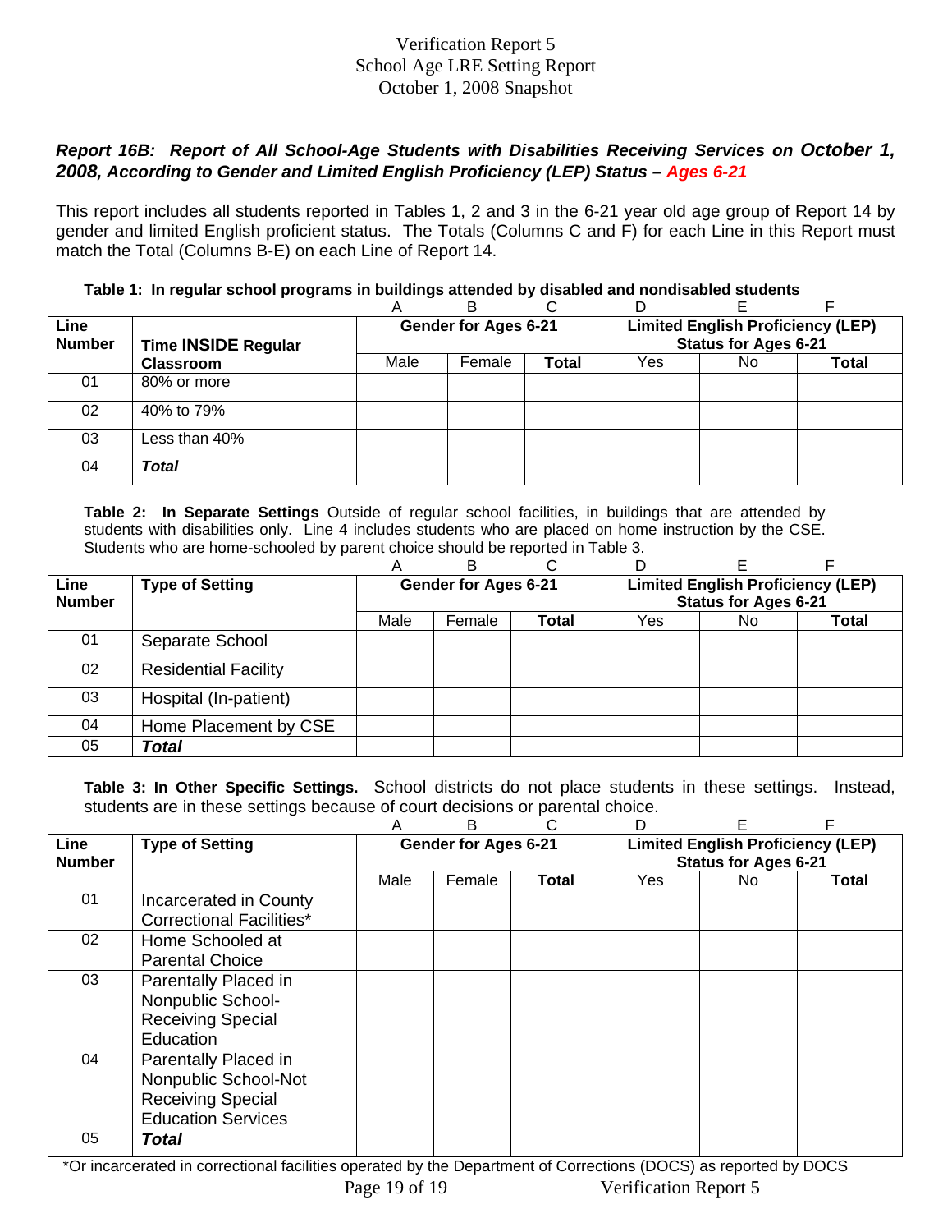Verification Report 5
School Age LRE Setting Report
October 1, 2008 Snapshot

### *Report 16B: Report of All School-Age Students with Disabilities Receiving Services on October 1, 2008, According to Gender and Limited English Proficiency (LEP) Status – Ages 6-21*

This report includes all students reported in Tables 1, 2 and 3 in the 6-21 year old age group of Report 14 by gender and limited English proficient status. The Totals (Columns C and F) for each Line in this Report must match the Total (Columns B-E) on each Line of Report 14.

**Table 1: In regular school programs in buildings attended by disabled and nondisabled students**

| | | A | B | C | D | E | F |
|---|---|---|---|---|---|---|---|
| **Line Number** | **Time INSIDE Regular Classroom** | **Gender for Ages 6-21** | | | **Limited English Proficiency (LEP) Status for Ages 6-21** | | |
| | | Male | Female | **Total** | Yes | No | **Total** |
| 01 | 80% or more | | | | | | |
| 02 | 40% to 79% | | | | | | |
| 03 | Less than 40% | | | | | | |
| 04 | ***Total*** | | | | | | |

**Table 2: In Separate Settings** Outside of regular school facilities, in buildings that are attended by students with disabilities only. Line 4 includes students who are placed on home instruction by the CSE. Students who are home-schooled by parent choice should be reported in Table 3.

| | | A | B | C | D | E | F |
|---|---|---|---|---|---|---|---|
| **Line Number** | **Type of Setting** | **Gender for Ages 6-21** | | | **Limited English Proficiency (LEP) Status for Ages 6-21** | | |
| | | Male | Female | **Total** | Yes | No | **Total** |
| 01 | Separate School | | | | | | |
| 02 | Residential Facility | | | | | | |
| 03 | Hospital (In-patient) | | | | | | |
| 04 | Home Placement by CSE | | | | | | |
| 05 | ***Total*** | | | | | | |

**Table 3: In Other Specific Settings.** School districts do not place students in these settings. Instead, students are in these settings because of court decisions or parental choice.

| | | A | B | C | D | E | F |
|---|---|---|---|---|---|---|---|
| **Line Number** | **Type of Setting** | **Gender for Ages 6-21** | | | **Limited English Proficiency (LEP) Status for Ages 6-21** | | |
| | | Male | Female | **Total** | Yes | No | **Total** |
| 01 | Incarcerated in County Correctional Facilities* | | | | | | |
| 02 | Home Schooled at Parental Choice | | | | | | |
| 03 | Parentally Placed in Nonpublic School-Receiving Special Education | | | | | | |
| 04 | Parentally Placed in Nonpublic School-Not Receiving Special Education Services | | | | | | |
| 05 | ***Total*** | | | | | | |

*Or incarcerated in correctional facilities operated by the Department of Corrections (DOCS) as reported by DOCS